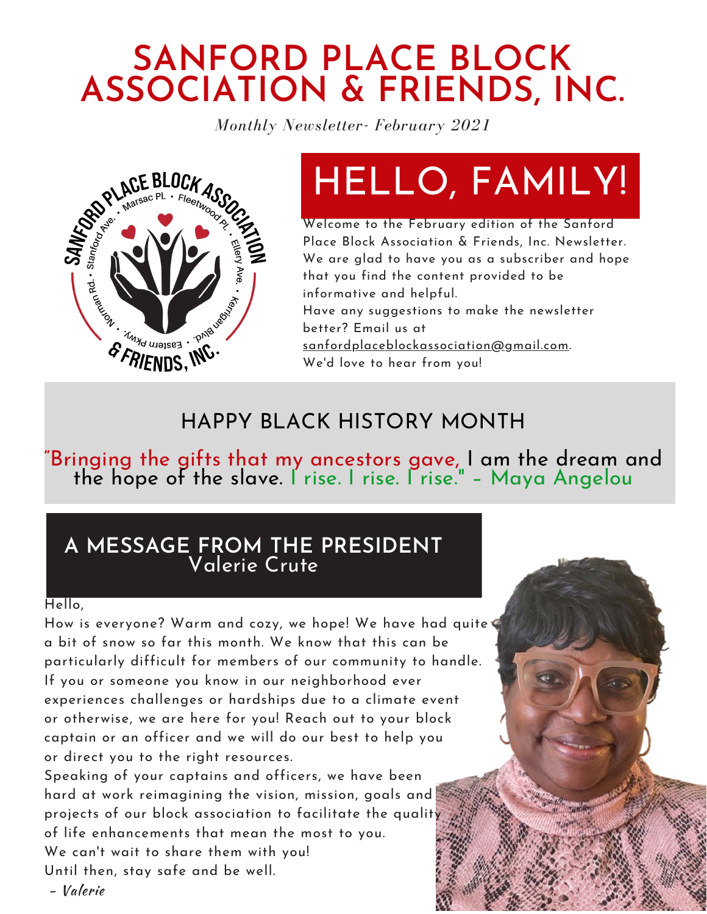# SANFORD PLACE BLOCK ASSOCIATION & FRIENDS, INC.

*Monthly Newsletter- February 2021*

## HELLO, FAMILY!

Welcome to the February edition of the Sanford Place Block Association & Friends, Inc. Newsletter. We are glad to have you as a subscriber and hope that you find the content provided to be informative and helpful.

Have any suggestions to make the newsletter better? Email us at sanfordplaceblockassociation@gmail.com. We'd love to hear from you!

## HAPPY BLACK HISTORY MONTH

"Bringing the gifts that my ancestors gave, I am the dream and the hope of the slave. I rise. I rise. I rise." – Maya Angelou

## A MESSAGE FROM THE PRESIDENT
### Valerie Crute

Hello,

How is everyone? Warm and cozy, we hope! We have had quite a bit of snow so far this month. We know that this can be particularly difficult for members of our community to handle. If you or someone you know in our neighborhood ever experiences challenges or hardships due to a climate event or otherwise, we are here for you! Reach out to your block captain or an officer and we will do our best to help you or direct you to the right resources.

Speaking of your captains and officers, we have been hard at work reimagining the vision, mission, goals and projects of our block association to facilitate the quality of life enhancements that mean the most to you.

We can't wait to share them with you!

Until then, stay safe and be well.

*– Valerie*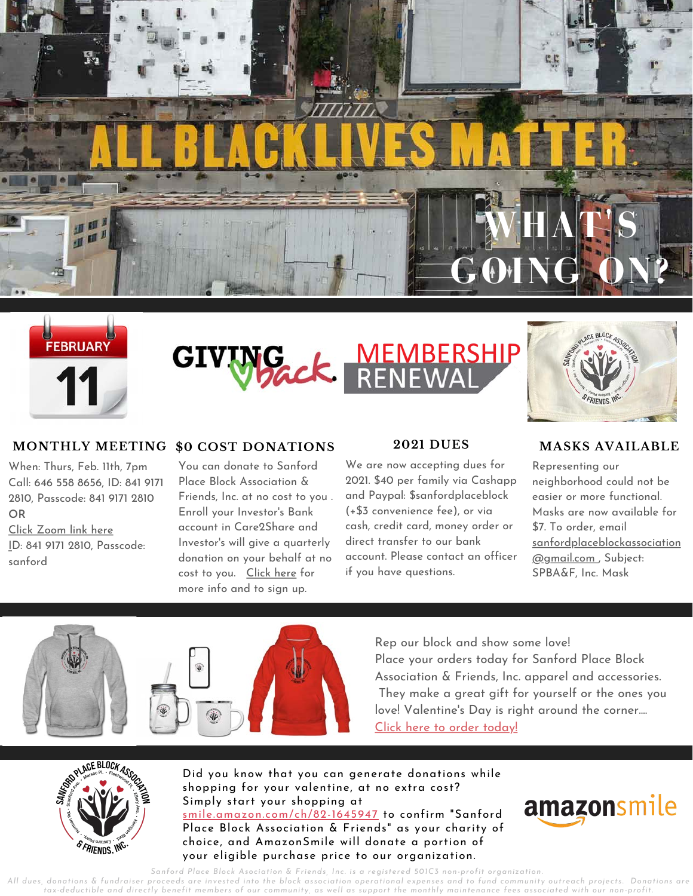# WHAT'S GOING ON?

FEBRUARY 11

GIVING back.

MEMBERSHIP RENEWAL

### MONTHLY MEETING

When: Thurs, Feb. 11th, 7pm
Call: 646 558 8656, ID: 841 9171 2810, Passcode: 841 9171 2810
**OR**
Click Zoom link here
ID: 841 9171 2810, Passcode: sanford

### $0 COST DONATIONS

You can donate to Sanford Place Block Association & Friends, Inc. at no cost to you . Enroll your Investor's Bank account in Care2Share and Investor's will give a quarterly donation on your behalf at no cost to you. Click here for more info and to sign up.

### 2021 DUES

We are now accepting dues for 2021. $40 per family via Cashapp and Paypal: $sanfordplaceblock (+$3 convenience fee), or via cash, credit card, money order or direct transfer to our bank account. Please contact an officer if you have questions.

### MASKS AVAILABLE

Representing our neighborhood could not be easier or more functional. Masks are now available for $7. To order, email sanfordplaceblockassociation@gmail.com , Subject: SPBA&F, Inc. Mask

Rep our block and show some love!
Place your orders today for Sanford Place Block Association & Friends, Inc. apparel and accessories. They make a great gift for yourself or the ones you love! Valentine's Day is right around the corner....
Click here to order today!

Did you know that you can generate donations while shopping for your valentine, at no extra cost? Simply start your shopping at smile.amazon.com/ch/82-1645947 to confirm "Sanford Place Block Association & Friends" as your charity of choice, and AmazonSmile will donate a portion of your eligible purchase price to our organization.

amazonsmile

*Sanford Place Block Asociation & Friends, Inc. is a registered 501C3 non-profit organization.*
*All dues, donations & fundraiser proceeds are invested into the block association operational expenses and to fund community outreach projects. Donations are tax-deductible and directly benefit members of our community, as well as support the monthly maintenance fees associated with our non-profit.*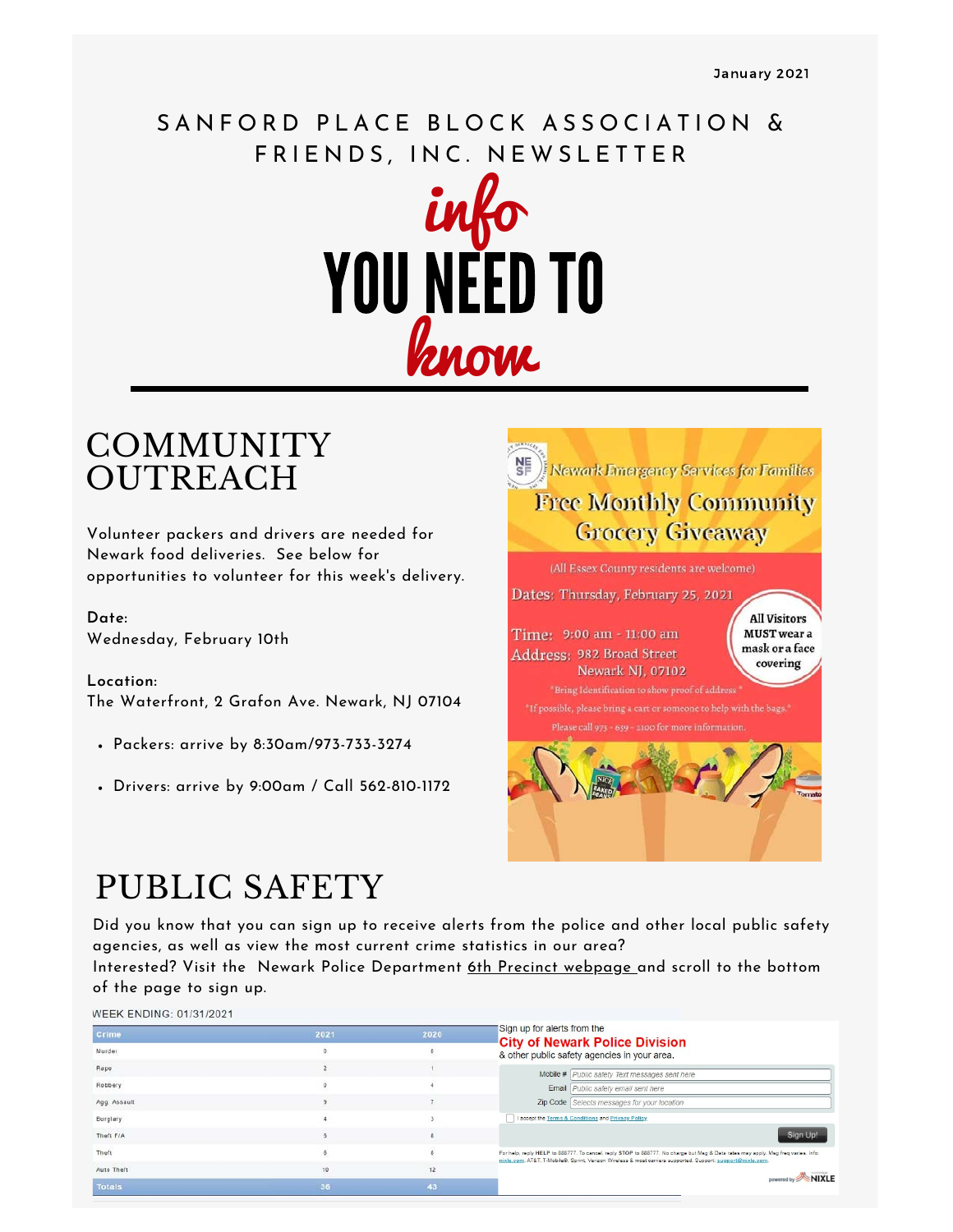January 2021

# SANFORD PLACE BLOCK ASSOCIATION & FRIENDS, INC. NEWSLETTER

# info YOU NEED TO know

## COMMUNITY OUTREACH

Volunteer packers and drivers are needed for Newark food deliveries. See below for opportunities to volunteer for this week's delivery.

**Date:**
Wednesday, February 10th

**Location:**
The Waterfront, 2 Grafon Ave. Newark, NJ 07104

- Packers: arrive by 8:30am/973-733-3274
- Drivers: arrive by 9:00am / Call 562-810-1172

NESF Newark Emergency Services for Families

Free Monthly Community Grocery Giveaway

(All Essex County residents are welcome)

Dates: Thursday, February 25, 2021

Time: 9:00 am - 11:00 am

Address: 982 Broad Street Newark NJ, 07102

All Visitors MUST wear a mask or a face covering

*Bring Identification to show proof of address*

*If possible, please bring a cart or someone to help with the bags.*

Please call 973 - 659 - 2100 for more information.

## PUBLIC SAFETY

Did you know that you can sign up to receive alerts from the police and other local public safety agencies, as well as view the most current crime statistics in our area?
Interested? Visit the Newark Police Department 6th Precinct webpage and scroll to the bottom of the page to sign up.

WEEK ENDING: 01/31/2021

| Crime | 2021 | 2020 |
|---|---|---|
| Murder | 0 | 0 |
| Rape | 2 | 1 |
| Robbery | 0 | 4 |
| Agg. Assault | 9 | 7 |
| Burglary | 4 | 3 |
| Theft F/A | 5 | 6 |
| Theft | 6 | 6 |
| Auto Theft | 10 | 12 |
| Totals | 36 | 43 |

Sign up for alerts from the
**City of Newark Police Division**
& other public safety agencies in your area.

Mobile #: Public safety Text messages sent here
Email: Public safety email sent here
Zip Code: Selects messages for your location

I accept the Terms & Conditions and Privacy Policy

Sign Up!

For help, reply HELP to 888777. To cancel, reply STOP to 888777. No charge but Msg & Data rates may apply. Msg freq varies. Info: nixle.com. AT&T, T-Mobile®, Sprint, Verizon Wireless & most carriers supported. Support: support@nixle.com.

powered by NIXLE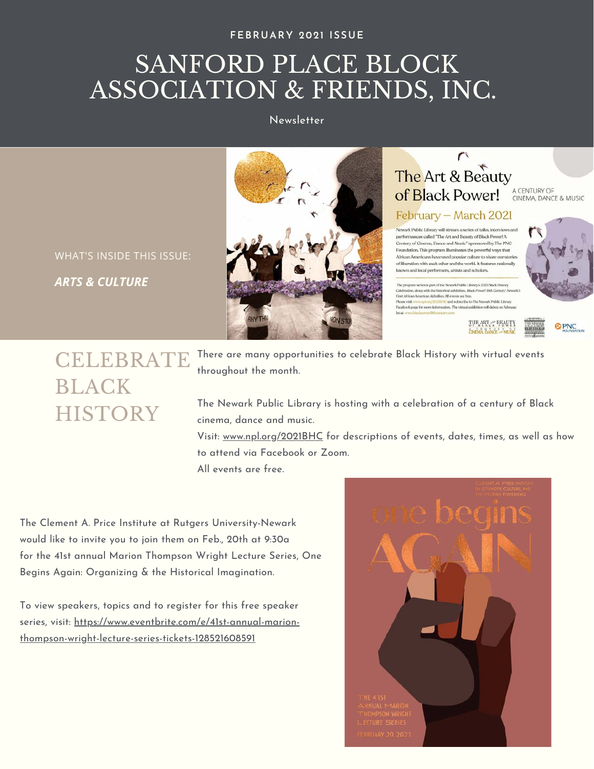FEBRUARY 2021 ISSUE

# SANFORD PLACE BLOCK ASSOCIATION & FRIENDS, INC.

Newsletter

WHAT'S INSIDE THIS ISSUE:

***ARTS & CULTURE***

## CELEBRATE BLACK HISTORY

There are many opportunities to celebrate Black History with virtual events throughout the month.

The Newark Public Library is hosting with a celebration of a century of Black cinema, dance and music.

Visit: www.npl.org/2021BHC for descriptions of events, dates, times, as well as how to attend via Facebook or Zoom.

All events are free.

The Clement A. Price Institute at Rutgers University-Newark would like to invite you to join them on Feb., 20th at 9:30a for the 41st annual Marion Thompson Wright Lecture Series, One Begins Again: Organizing & the Historical Imagination.

To view speakers, topics and to register for this free speaker series, visit: https://www.eventbrite.com/e/41st-annual-marion-thompson-wright-lecture-series-tickets-128521608591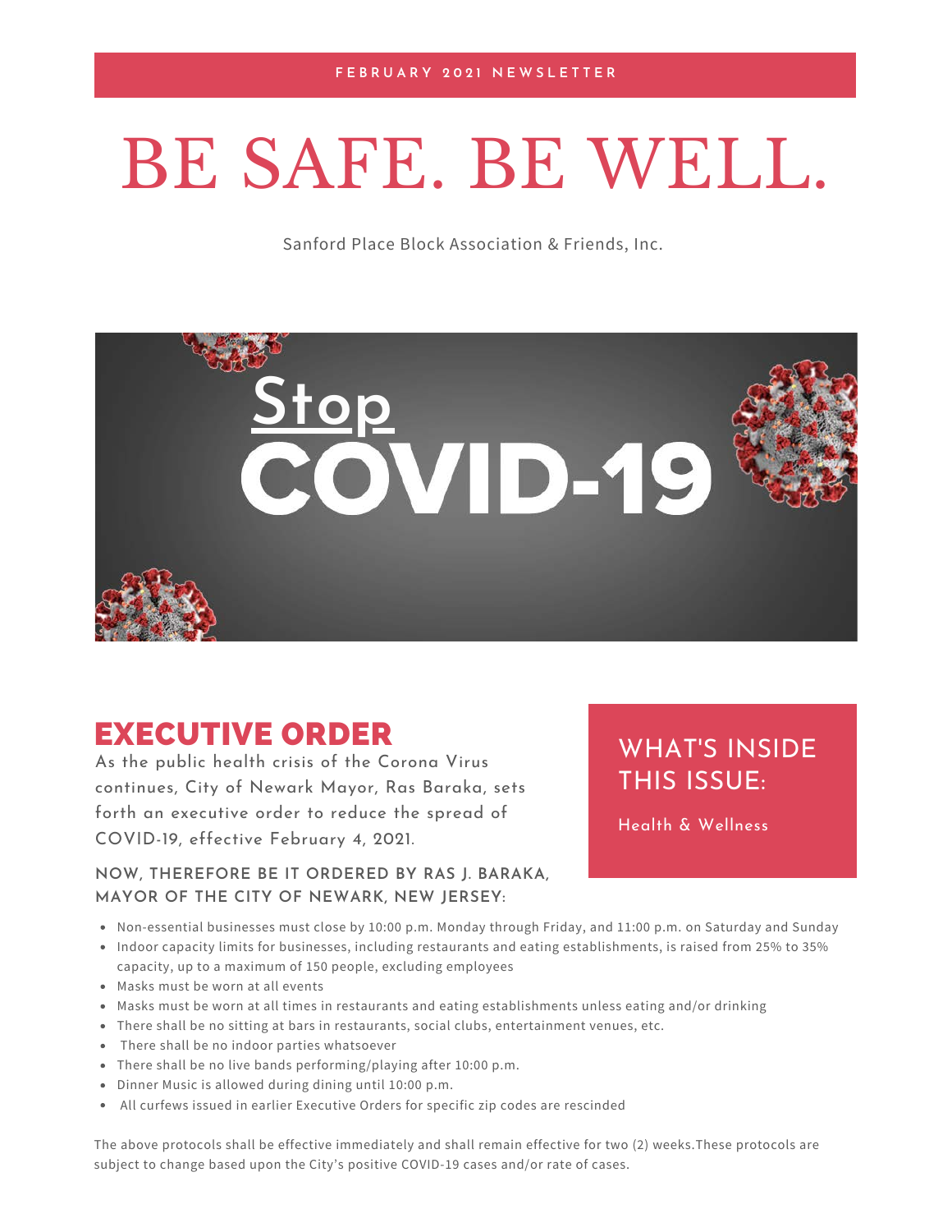FEBRUARY 2021 NEWSLETTER

# BE SAFE. BE WELL.

Sanford Place Block Association & Friends, Inc.

## EXECUTIVE ORDER

As the public health crisis of the Corona Virus continues, City of Newark Mayor, Ras Baraka, sets forth an executive order to reduce the spread of COVID-19, effective February 4, 2021.

### WHAT'S INSIDE THIS ISSUE:

Health & Wellness

**NOW, THEREFORE BE IT ORDERED BY RAS J. BARAKA, MAYOR OF THE CITY OF NEWARK, NEW JERSEY:**

- Non-essential businesses must close by 10:00 p.m. Monday through Friday, and 11:00 p.m. on Saturday and Sunday
- Indoor capacity limits for businesses, including restaurants and eating establishments, is raised from 25% to 35% capacity, up to a maximum of 150 people, excluding employees
- Masks must be worn at all events
- Masks must be worn at all times in restaurants and eating establishments unless eating and/or drinking
- There shall be no sitting at bars in restaurants, social clubs, entertainment venues, etc.
- There shall be no indoor parties whatsoever
- There shall be no live bands performing/playing after 10:00 p.m.
- Dinner Music is allowed during dining until 10:00 p.m.
- All curfews issued in earlier Executive Orders for specific zip codes are rescinded

The above protocols shall be effective immediately and shall remain effective for two (2) weeks.These protocols are subject to change based upon the City's positive COVID-19 cases and/or rate of cases.